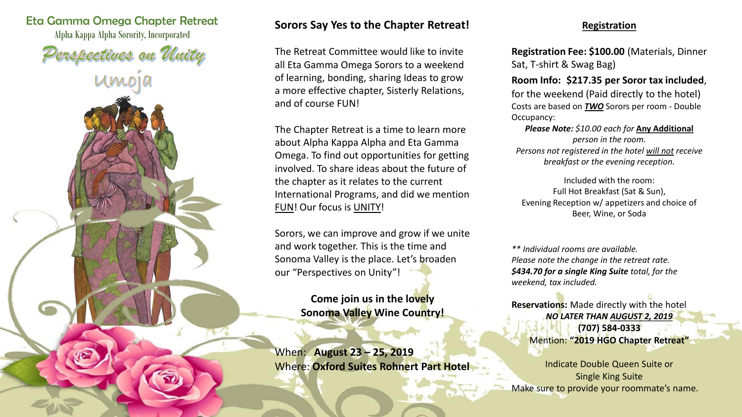# Eta Gamma Omega Chapter Retreat

Alpha Kappa Alpha Sorority, Incorporated

## Perspectives on Unity

Umoja

## Sorors Say Yes to the Chapter Retreat!

The Retreat Committee would like to invite all Eta Gamma Omega Sorors to a weekend of learning, bonding, sharing Ideas to grow a more effective chapter, Sisterly Relations, and of course FUN!

The Chapter Retreat is a time to learn more about Alpha Kappa Alpha and Eta Gamma Omega. To find out opportunities for getting involved. To share ideas about the future of the chapter as it relates to the current International Programs, and did we mention FUN! Our focus is UNITY!

Sorors, we can improve and grow if we unite and work together. This is the time and Sonoma Valley is the place. Let's broaden our "Perspectives on Unity"!

**Come join us in the lovely Sonoma Valley Wine Country!**

When: **August 23 – 25, 2019**
Where: **Oxford Suites Rohnert Part Hotel**

## Registration

**Registration Fee: $100.00** (Materials, Dinner Sat, T-shirt & Swag Bag)

**Room Info: $217.35 per Soror tax included**, for the weekend (Paid directly to the hotel)
Costs are based on ***TWO*** Sorors per room - Double Occupancy:

***Please Note:*** *$10.00 each for* **Any Additional** *person in the room.*
*Persons not registered in the hotel will not receive breakfast or the evening reception.*

Included with the room:
Full Hot Breakfast (Sat & Sun),
Evening Reception w/ appetizers and choice of Beer, Wine, or Soda

*** Individual rooms are available.*
*Please note the change in the retreat rate.*
***$434.70 for a single King Suite** total, for the weekend, tax included.*

**Reservations:** Made directly with the hotel
***NO LATER THAN AUGUST 2, 2019***
**(707) 584-0333**
Mention: **"2019 HGO Chapter Retreat"**

Indicate Double Queen Suite or Single King Suite
Make sure to provide your roommate's name.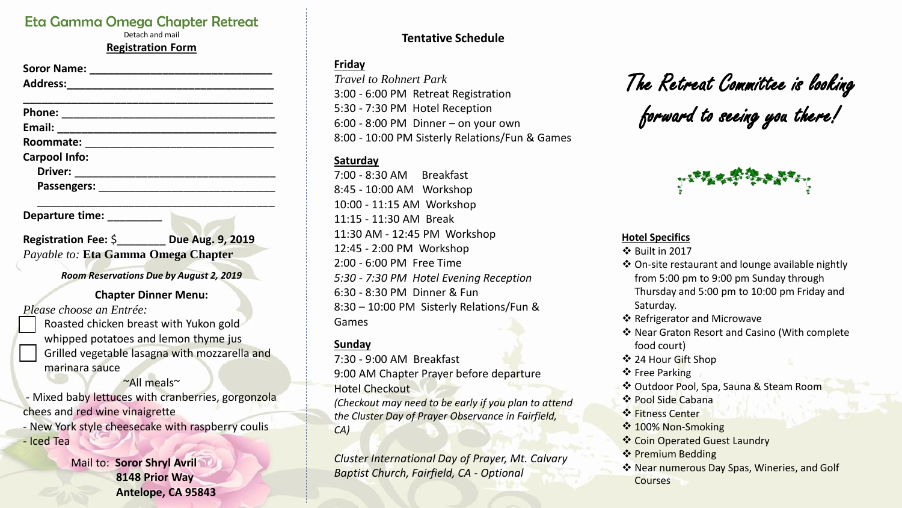## Eta Gamma Omega Chapter Retreat

Detach and mail

**Registration Form**

**Soror Name: ______________________________**

**Address:__________________________________**

**__________________________________________**

**Phone:** ___________________________________

**Email: ____________________________________**

**Roommate:** ______________________________

**Carpool Info:**

**Driver:** _________________________________

**Passengers:** ____________________________

______________________________________

**Departure time:** _________

**Registration Fee:** $________ **Due Aug. 9, 2019**

*Payable to:* **Eta Gamma Omega Chapter**

***Room Reservations Due by August 2, 2019***

**Chapter Dinner Menu:**

*Please choose an Entrée:*

- ☐ Roasted chicken breast with Yukon gold whipped potatoes and lemon thyme jus
- ☐ Grilled vegetable lasagna with mozzarella and marinara sauce

~All meals~

- Mixed baby lettuces with cranberries, gorgonzola chees and red wine vinaigrette
- New York style cheesecake with raspberry coulis
- Iced Tea

Mail to: **Soror Shryl Avril**
**8148 Prior Way**
**Antelope, CA 95843**

## Tentative Schedule

**Friday**

*Travel to Rohnert Park*

3:00 - 6:00 PM Retreat Registration

5:30 - 7:30 PM Hotel Reception

6:00 - 8:00 PM Dinner – on your own

8:00 - 10:00 PM Sisterly Relations/Fun & Games

**Saturday**

7:00 - 8:30 AM Breakfast

8:45 - 10:00 AM Workshop

10:00 - 11:15 AM Workshop

11:15 - 11:30 AM Break

11:30 AM - 12:45 PM Workshop

12:45 - 2:00 PM Workshop

2:00 - 6:00 PM Free Time

*5:30 - 7:30 PM Hotel Evening Reception*

6:30 - 8:30 PM Dinner & Fun

8:30 – 10:00 PM Sisterly Relations/Fun & Games

**Sunday**

7:30 - 9:00 AM Breakfast

9:00 AM Chapter Prayer before departure

Hotel Checkout

*(Checkout may need to be early if you plan to attend the Cluster Day of Prayer Observance in Fairfield, CA)*

*Cluster International Day of Prayer, Mt. Calvary Baptist Church, Fairfield, CA - Optional*

*The Retreat Committee is looking forward to seeing you there!*

**Hotel Specifics**

- Built in 2017
- On-site restaurant and lounge available nightly from 5:00 pm to 9:00 pm Sunday through Thursday and 5:00 pm to 10:00 pm Friday and Saturday.
- Refrigerator and Microwave
- Near Graton Resort and Casino (With complete food court)
- 24 Hour Gift Shop
- Free Parking
- Outdoor Pool, Spa, Sauna & Steam Room
- Pool Side Cabana
- Fitness Center
- 100% Non-Smoking
- Coin Operated Guest Laundry
- Premium Bedding
- Near numerous Day Spas, Wineries, and Golf Courses